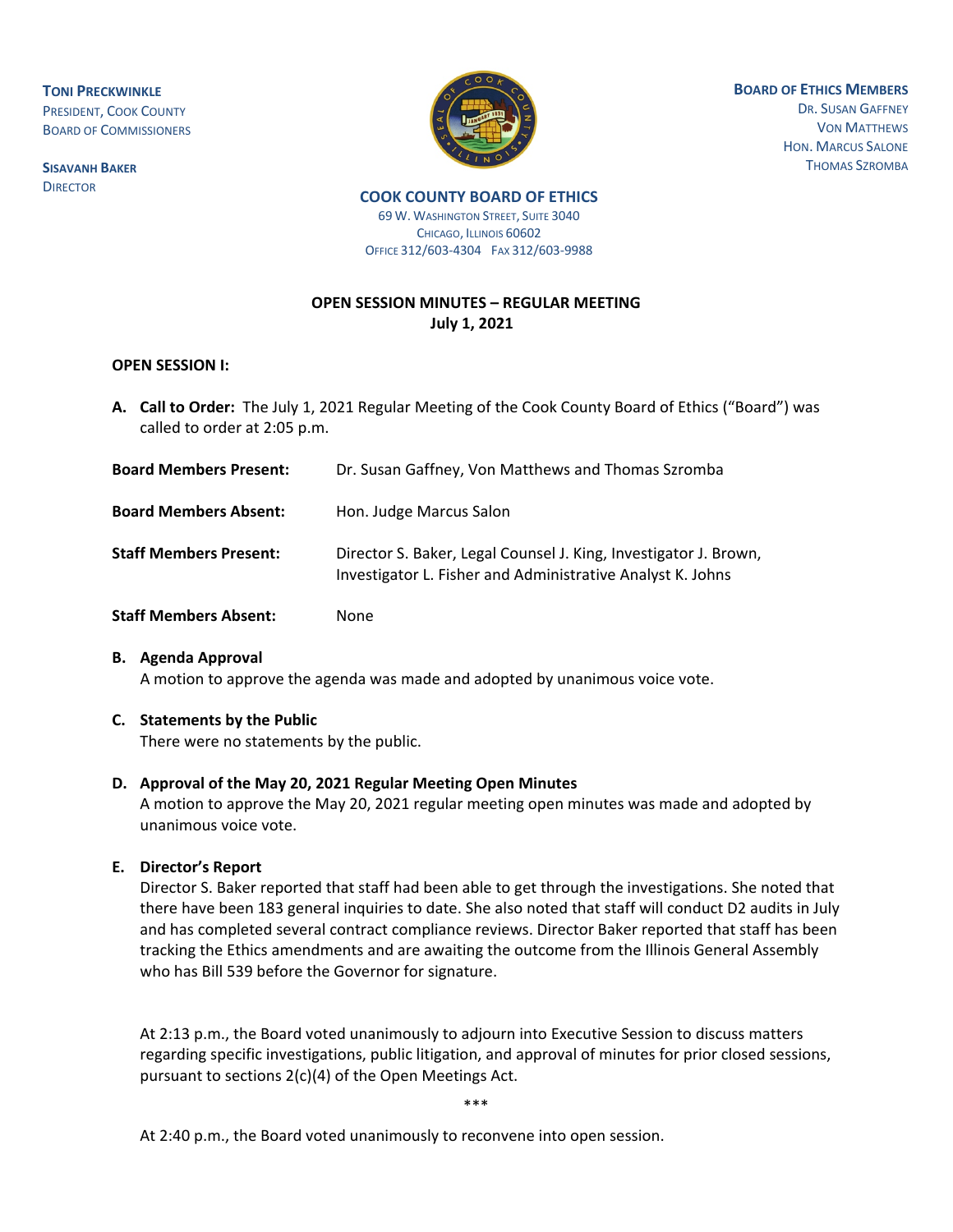**TONI PRECKWINKLE**
PRESIDENT, COOK COUNTY
BOARD OF COMMISSIONERS

**SISAVANH BAKER**
DIRECTOR

**BOARD OF ETHICS MEMBERS**
DR. SUSAN GAFFNEY
VON MATTHEWS
HON. MARCUS SALONE
THOMAS SZROMBA

**COOK COUNTY BOARD OF ETHICS**
69 W. WASHINGTON STREET, SUITE 3040
CHICAGO, ILLINOIS 60602
OFFICE 312/603-4304 FAX 312/603-9988

**OPEN SESSION MINUTES – REGULAR MEETING**
**July 1, 2021**

**OPEN SESSION I:**

**A. Call to Order:** The July 1, 2021 Regular Meeting of the Cook County Board of Ethics ("Board") was called to order at 2:05 p.m.

**Board Members Present:** Dr. Susan Gaffney, Von Matthews and Thomas Szromba

**Board Members Absent:** Hon. Judge Marcus Salon

**Staff Members Present:** Director S. Baker, Legal Counsel J. King, Investigator J. Brown, Investigator L. Fisher and Administrative Analyst K. Johns

**Staff Members Absent:** None

**B. Agenda Approval**
A motion to approve the agenda was made and adopted by unanimous voice vote.

**C. Statements by the Public**
There were no statements by the public.

**D. Approval of the May 20, 2021 Regular Meeting Open Minutes**
A motion to approve the May 20, 2021 regular meeting open minutes was made and adopted by unanimous voice vote.

**E. Director's Report**
Director S. Baker reported that staff had been able to get through the investigations. She noted that there have been 183 general inquiries to date. She also noted that staff will conduct D2 audits in July and has completed several contract compliance reviews. Director Baker reported that staff has been tracking the Ethics amendments and are awaiting the outcome from the Illinois General Assembly who has Bill 539 before the Governor for signature.

At 2:13 p.m., the Board voted unanimously to adjourn into Executive Session to discuss matters regarding specific investigations, public litigation, and approval of minutes for prior closed sessions, pursuant to sections 2(c)(4) of the Open Meetings Act.

\*\*\*

At 2:40 p.m., the Board voted unanimously to reconvene into open session.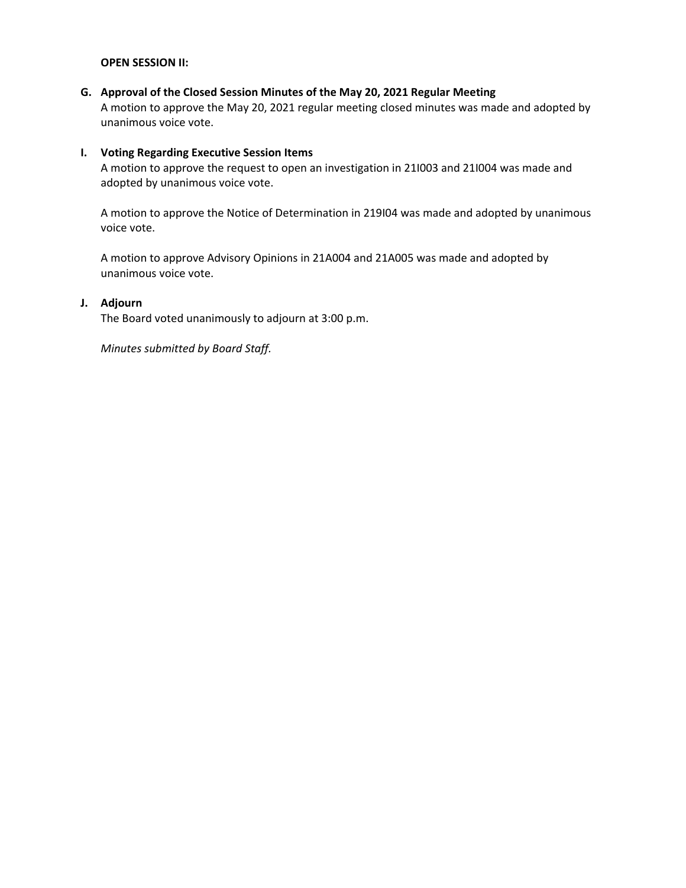**OPEN SESSION II:**

**G. Approval of the Closed Session Minutes of the May 20, 2021 Regular Meeting**

A motion to approve the May 20, 2021 regular meeting closed minutes was made and adopted by unanimous voice vote.

**I. Voting Regarding Executive Session Items**

A motion to approve the request to open an investigation in 21I003 and 21I004 was made and adopted by unanimous voice vote.

A motion to approve the Notice of Determination in 219I04 was made and adopted by unanimous voice vote.

A motion to approve Advisory Opinions in 21A004 and 21A005 was made and adopted by unanimous voice vote.

**J. Adjourn**

The Board voted unanimously to adjourn at 3:00 p.m.

*Minutes submitted by Board Staff.*